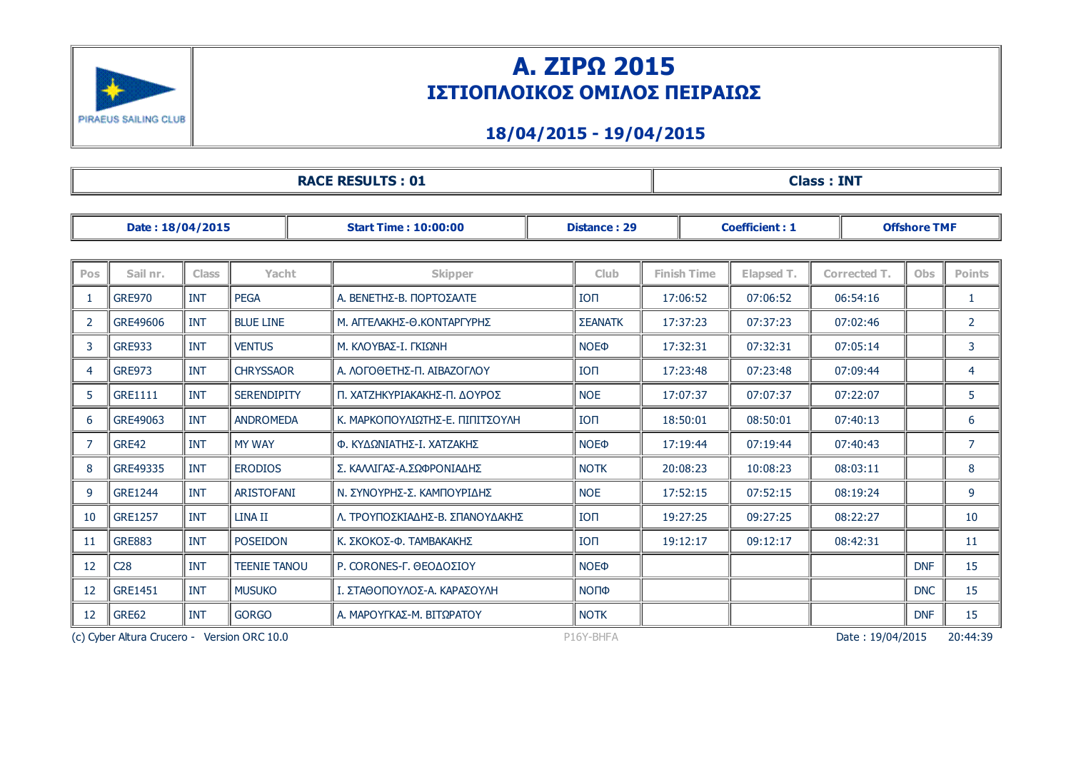PIRAEUS SAILING CLUB

# Α. ΖΙΡΩ 2015

## ΙΣΤΙΟΠΛΟΙΚΟΣ ΟΜΙΛΟΣ ΠΕΙΡΑΙΩΣ

### 18/04/2015 - 19/04/2015

| RACE RESULTS : 01 | Class : INT |
|---|---|

| Date : 18/04/2015 | Start Time : 10:00:00 | Distance : 29 | Coefficient : 1 | Offshore TMF |
|---|---|---|---|---|

| Pos | Sail nr. | Class | Yacht | Skipper | Club | Finish Time | Elapsed T. | Corrected T. | Obs | Points |
|---|---|---|---|---|---|---|---|---|---|---|
| 1 | GRE970 | INT | PEGA | Α. ΒΕΝΕΤΗΣ-Β. ΠΟΡΤΟΣΑΛΤΕ | ΙΟΠ | 17:06:52 | 07:06:52 | 06:54:16 | | 1 |
| 2 | GRE49606 | INT | BLUE LINE | Μ. ΑΓΓΕΛΑΚΗΣ-Θ.ΚΟΝΤΑΡΓΥΡΗΣ | ΣΕΑΝΑΤΚ | 17:37:23 | 07:37:23 | 07:02:46 | | 2 |
| 3 | GRE933 | INT | VENTUS | Μ. ΚΛΟΥΒΑΣ-Ι. ΓΚΙΩΝΗ | ΝΟΕΦ | 17:32:31 | 07:32:31 | 07:05:14 | | 3 |
| 4 | GRE973 | INT | CHRYSSAOR | Α. ΛΟΓΟΘΕΤΗΣ-Π. ΑΙΒΑΖΟΓΛΟΥ | ΙΟΠ | 17:23:48 | 07:23:48 | 07:09:44 | | 4 |
| 5 | GRE1111 | INT | SERENDIPITY | Π. ΧΑΤΖΗΚΥΡΙΑΚΑΚΗΣ-Π. ΔΟΥΡΟΣ | ΝΟΕ | 17:07:37 | 07:07:37 | 07:22:07 | | 5 |
| 6 | GRE49063 | INT | ANDROMEDA | Κ. ΜΑΡΚΟΠΟΥΛΙΩΤΗΣ-Ε. ΠΙΠΙΤΣΟΥΛΗ | ΙΟΠ | 18:50:01 | 08:50:01 | 07:40:13 | | 6 |
| 7 | GRE42 | INT | MY WAY | Φ. ΚΥΔΩΝΙΑΤΗΣ-Ι. ΧΑΤΖΑΚΗΣ | ΝΟΕΦ | 17:19:44 | 07:19:44 | 07:40:43 | | 7 |
| 8 | GRE49335 | INT | ERODIOS | Σ. ΚΑΛΛΙΓΑΣ-Α.ΣΩΦΡΟΝΙΑΔΗΣ | ΝΟΤΚ | 20:08:23 | 10:08:23 | 08:03:11 | | 8 |
| 9 | GRE1244 | INT | ARISTOFANI | Ν. ΣΥΝΟΥΡΗΣ-Σ. ΚΑΜΠΟΥΡΙΔΗΣ | ΝΟΕ | 17:52:15 | 07:52:15 | 08:19:24 | | 9 |
| 10 | GRE1257 | INT | LINA II | Λ. ΤΡΟΥΠΟΣΚΙΑΔΗΣ-Β. ΣΠΑΝΟΥΔΑΚΗΣ | ΙΟΠ | 19:27:25 | 09:27:25 | 08:22:27 | | 10 |
| 11 | GRE883 | INT | POSEIDON | Κ. ΣΚΟΚΟΣ-Φ. ΤΑΜΒΑΚΑΚΗΣ | ΙΟΠ | 19:12:17 | 09:12:17 | 08:42:31 | | 11 |
| 12 | C28 | INT | TEENIE TANOU | Ρ. CORONES-Γ. ΘΕΟΔΟΣΙΟΥ | ΝΟΕΦ | | | | DNF | 15 |
| 12 | GRE1451 | INT | MUSUKO | Ι. ΣΤΑΘΟΠΟΥΛΟΣ-Α. ΚΑΡΑΣΟΥΛΗ | ΝΟΠΦ | | | | DNC | 15 |
| 12 | GRE62 | INT | GORGO | Α. ΜΑΡΟΥΓΚΑΣ-Μ. ΒΙΤΩΡΑΤΟΥ | ΝΟΤΚ | | | | DNF | 15 |

(c) Cyber Altura Crucero - Version ORC 10.0 P16Y-BHFA Date : 19/04/2015 20:44:39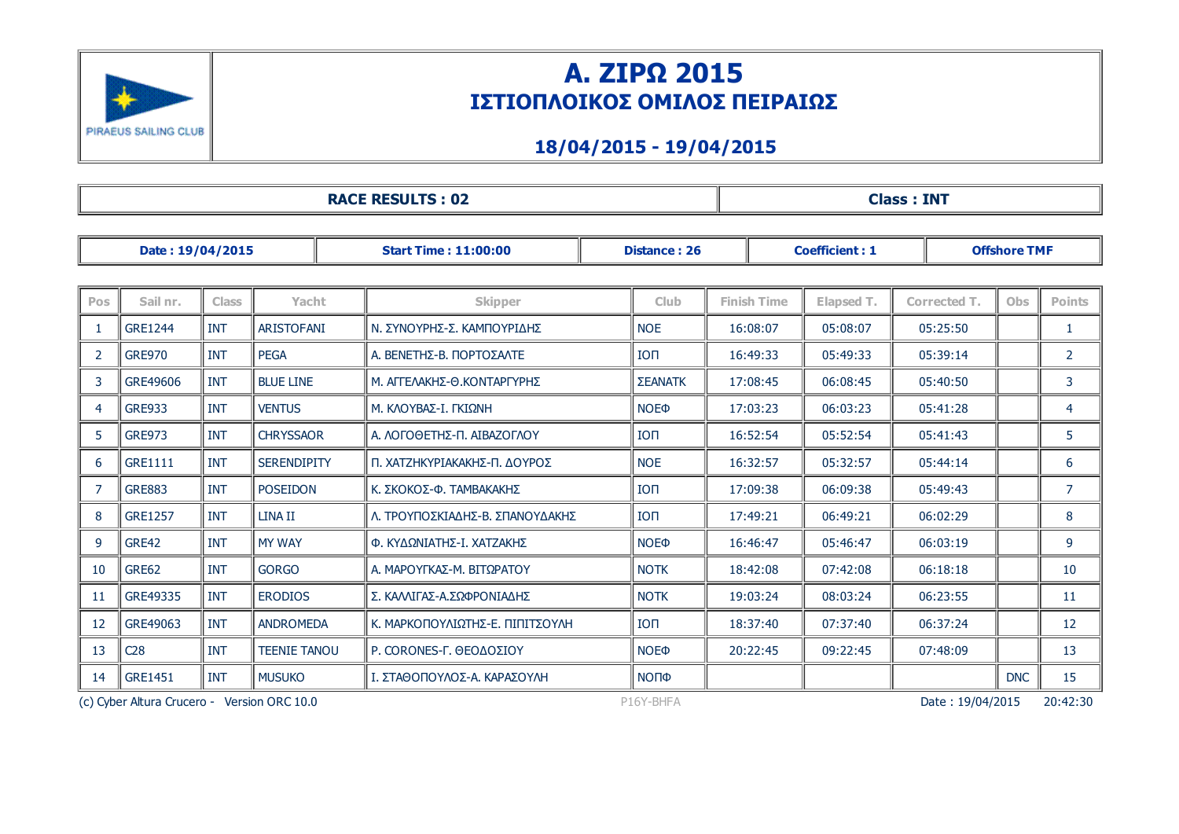PIRAEUS SAILING CLUB

# Α. ΖΙΡΩ 2015

## ΙΣΤΙΟΠΛΟΙΚΟΣ ΟΜΙΛΟΣ ΠΕΙΡΑΙΩΣ

### 18/04/2015 - 19/04/2015

| **RACE RESULTS : 02** | **Class : INT** |
|---|---|

| **Date : 19/04/2015** | **Start Time : 11:00:00** | **Distance : 26** | **Coefficient : 1** | **Offshore TMF** |
|---|---|---|---|---|

| Pos | Sail nr. | Class | Yacht | Skipper | Club | Finish Time | Elapsed T. | Corrected T. | Obs | Points |
|---|---|---|---|---|---|---|---|---|---|---|
| 1 | GRE1244 | INT | ARISTOFANI | Ν. ΣΥΝΟΥΡΗΣ-Σ. ΚΑΜΠΟΥΡΙΔΗΣ | ΝΟΕ | 16:08:07 | 05:08:07 | 05:25:50 | | 1 |
| 2 | GRE970 | INT | PEGA | Α. ΒΕΝΕΤΗΣ-Β. ΠΟΡΤΟΣΑΛΤΕ | ΙΟΠ | 16:49:33 | 05:49:33 | 05:39:14 | | 2 |
| 3 | GRE49606 | INT | BLUE LINE | Μ. ΑΓΓΕΛΑΚΗΣ-Θ.ΚΟΝΤΑΡΓΥΡΗΣ | ΣΕΑΝΑΤΚ | 17:08:45 | 06:08:45 | 05:40:50 | | 3 |
| 4 | GRE933 | INT | VENTUS | Μ. ΚΛΟΥΒΑΣ-Ι. ΓΚΙΩΝΗ | ΝΟΕΦ | 17:03:23 | 06:03:23 | 05:41:28 | | 4 |
| 5 | GRE973 | INT | CHRYSSAOR | Α. ΛΟΓΟΘΕΤΗΣ-Π. ΑΙΒΑΖΟΓΛΟΥ | ΙΟΠ | 16:52:54 | 05:52:54 | 05:41:43 | | 5 |
| 6 | GRE1111 | INT | SERENDIPITY | Π. ΧΑΤΖΗΚΥΡΙΑΚΑΚΗΣ-Π. ΔΟΥΡΟΣ | ΝΟΕ | 16:32:57 | 05:32:57 | 05:44:14 | | 6 |
| 7 | GRE883 | INT | POSEIDON | Κ. ΣΚΟΚΟΣ-Φ. ΤΑΜΒΑΚΑΚΗΣ | ΙΟΠ | 17:09:38 | 06:09:38 | 05:49:43 | | 7 |
| 8 | GRE1257 | INT | LINA II | Λ. ΤΡΟΥΠΟΣΚΙΑΔΗΣ-Β. ΣΠΑΝΟΥΔΑΚΗΣ | ΙΟΠ | 17:49:21 | 06:49:21 | 06:02:29 | | 8 |
| 9 | GRE42 | INT | MY WAY | Φ. ΚΥΔΩΝΙΑΤΗΣ-Ι. ΧΑΤΖΑΚΗΣ | ΝΟΕΦ | 16:46:47 | 05:46:47 | 06:03:19 | | 9 |
| 10 | GRE62 | INT | GORGO | Α. ΜΑΡΟΥΓΚΑΣ-Μ. ΒΙΤΩΡΑΤΟΥ | ΝΟΤΚ | 18:42:08 | 07:42:08 | 06:18:18 | | 10 |
| 11 | GRE49335 | INT | ERODIOS | Σ. ΚΑΛΛΙΓΑΣ-Α.ΣΩΦΡΟΝΙΑΔΗΣ | ΝΟΤΚ | 19:03:24 | 08:03:24 | 06:23:55 | | 11 |
| 12 | GRE49063 | INT | ANDROMEDA | Κ. ΜΑΡΚΟΠΟΥΛΙΩΤΗΣ-Ε. ΠΙΠΙΤΣΟΥΛΗ | ΙΟΠ | 18:37:40 | 07:37:40 | 06:37:24 | | 12 |
| 13 | C28 | INT | TEENIE TANOU | P. CORONES-Γ. ΘΕΟΔΟΣΙΟΥ | ΝΟΕΦ | 20:22:45 | 09:22:45 | 07:48:09 | | 13 |
| 14 | GRE1451 | INT | MUSUKO | Ι. ΣΤΑΘΟΠΟΥΛΟΣ-Α. ΚΑΡΑΣΟΥΛΗ | ΝΟΠΦ | | | | DNC | 15 |

(c) Cyber Altura Crucero - Version ORC 10.0 P16Y-BHFA Date : 19/04/2015 20:42:30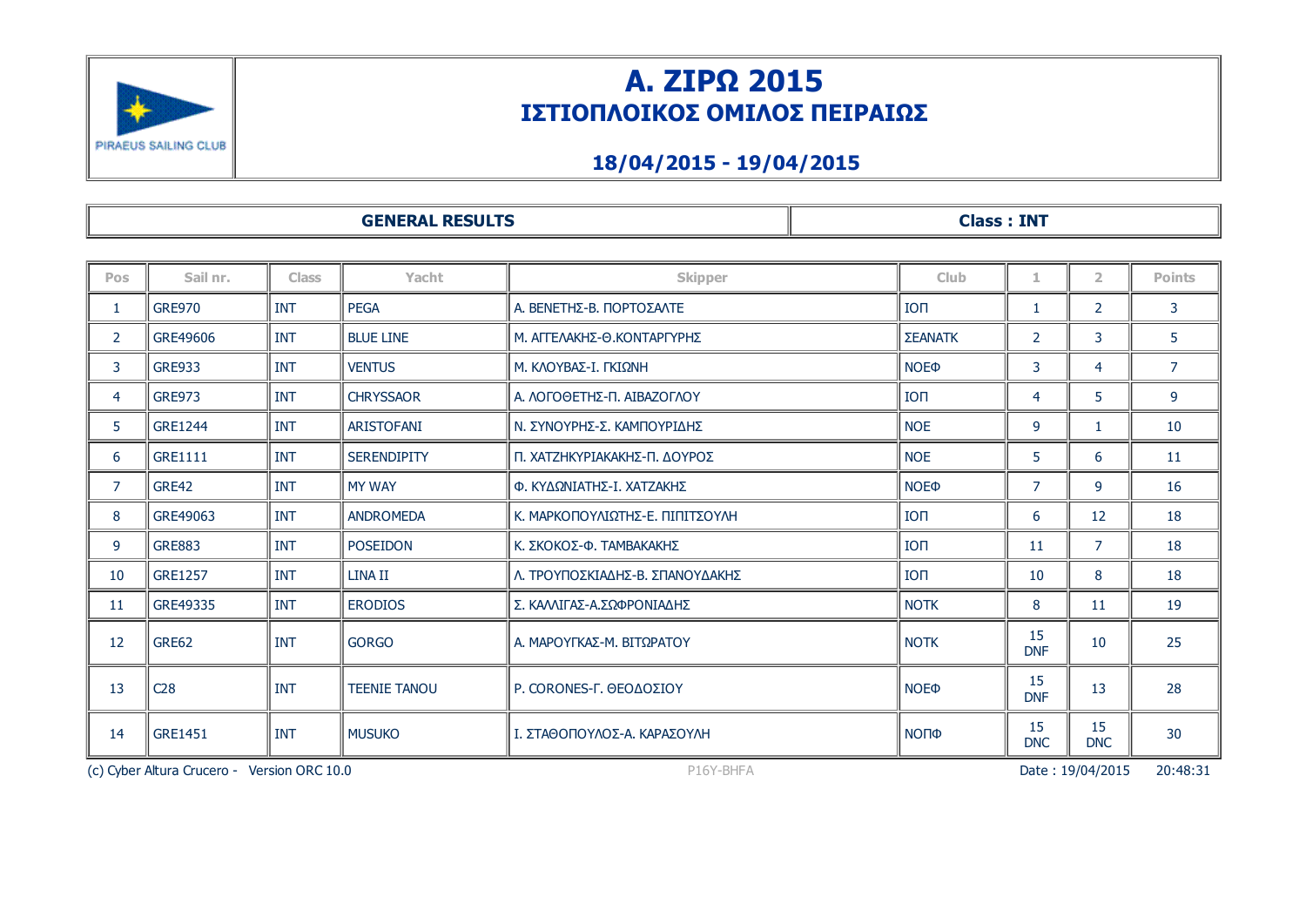# Α. ΖΙΡΩ 2015

## ΙΣΤΙΟΠΛΟΙΚΟΣ ΟΜΙΛΟΣ ΠΕΙΡΑΙΩΣ

### 18/04/2015 - 19/04/2015

PIRAEUS SAILING CLUB

| GENERAL RESULTS | Class : INT |
|---|---|

| Pos | Sail nr. | Class | Yacht | Skipper | Club | 1 | 2 | Points |
|---|---|---|---|---|---|---|---|---|
| 1 | GRE970 | INT | PEGA | Α. ΒΕΝΕΤΗΣ-Β. ΠΟΡΤΟΣΑΛΤΕ | ΙΟΠ | 1 | 2 | 3 |
| 2 | GRE49606 | INT | BLUE LINE | Μ. ΑΓΓΕΛΑΚΗΣ-Θ.ΚΟΝΤΑΡΓΥΡΗΣ | ΣΕΑΝΑΤΚ | 2 | 3 | 5 |
| 3 | GRE933 | INT | VENTUS | Μ. ΚΛΟΥΒΑΣ-Ι. ΓΚΙΩΝΗ | ΝΟΕΦ | 3 | 4 | 7 |
| 4 | GRE973 | INT | CHRYSSAOR | Α. ΛΟΓΟΘΕΤΗΣ-Π. ΑΙΒΑΖΟΓΛΟΥ | ΙΟΠ | 4 | 5 | 9 |
| 5 | GRE1244 | INT | ARISTOFANI | Ν. ΣΥΝΟΥΡΗΣ-Σ. ΚΑΜΠΟΥΡΙΔΗΣ | ΝΟΕ | 9 | 1 | 10 |
| 6 | GRE1111 | INT | SERENDIPITY | Π. ΧΑΤΖΗΚΥΡΙΑΚΑΚΗΣ-Π. ΔΟΥΡΟΣ | ΝΟΕ | 5 | 6 | 11 |
| 7 | GRE42 | INT | MY WAY | Φ. ΚΥΔΩΝΙΑΤΗΣ-Ι. ΧΑΤΖΑΚΗΣ | ΝΟΕΦ | 7 | 9 | 16 |
| 8 | GRE49063 | INT | ANDROMEDA | Κ. ΜΑΡΚΟΠΟΥΛΙΩΤΗΣ-Ε. ΠΙΠΙΤΣΟΥΛΗ | ΙΟΠ | 6 | 12 | 18 |
| 9 | GRE883 | INT | POSEIDON | Κ. ΣΚΟΚΟΣ-Φ. ΤΑΜΒΑΚΑΚΗΣ | ΙΟΠ | 11 | 7 | 18 |
| 10 | GRE1257 | INT | LINA II | Λ. ΤΡΟΥΠΟΣΚΙΑΔΗΣ-Β. ΣΠΑΝΟΥΔΑΚΗΣ | ΙΟΠ | 10 | 8 | 18 |
| 11 | GRE49335 | INT | ERODIOS | Σ. ΚΑΛΛΙΓΑΣ-Α.ΣΩΦΡΟΝΙΑΔΗΣ | ΝΟΤΚ | 8 | 11 | 19 |
| 12 | GRE62 | INT | GORGO | Α. ΜΑΡΟΥΓΚΑΣ-Μ. ΒΙΤΩΡΑΤΟΥ | ΝΟΤΚ | 15 DNF | 10 | 25 |
| 13 | C28 | INT | TEENIE TANOU | P. CORONES-Γ. ΘΕΟΔΟΣΙΟΥ | ΝΟΕΦ | 15 DNF | 13 | 28 |
| 14 | GRE1451 | INT | MUSUKO | Ι. ΣΤΑΘΟΠΟΥΛΟΣ-Α. ΚΑΡΑΣΟΥΛΗ | ΝΟΠΦ | 15 DNC | 15 DNC | 30 |

(c) Cyber Altura Crucero - Version ORC 10.0 P16Y-BHFA Date : 19/04/2015 20:48:31